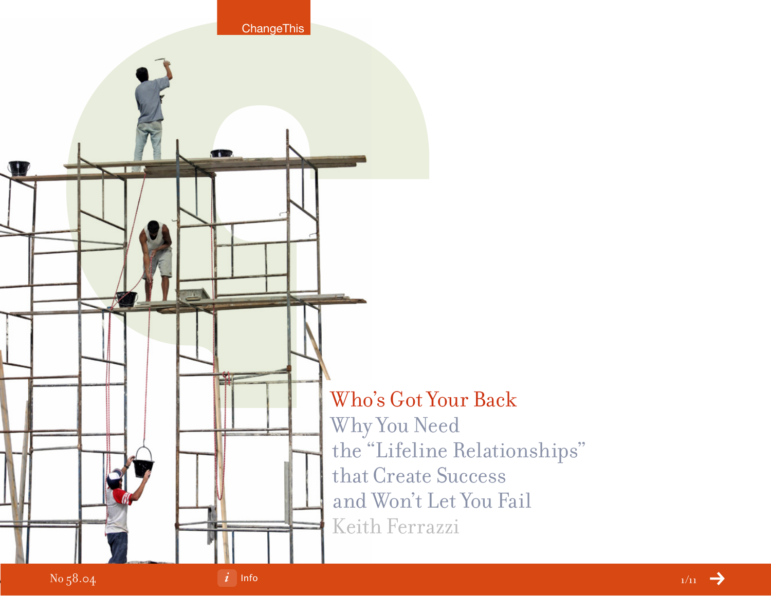# Who's Got Your Back

## Why You Need the "Lifeline Relationships" that Create Success and Won't Let You Fail

Keith Ferrazzi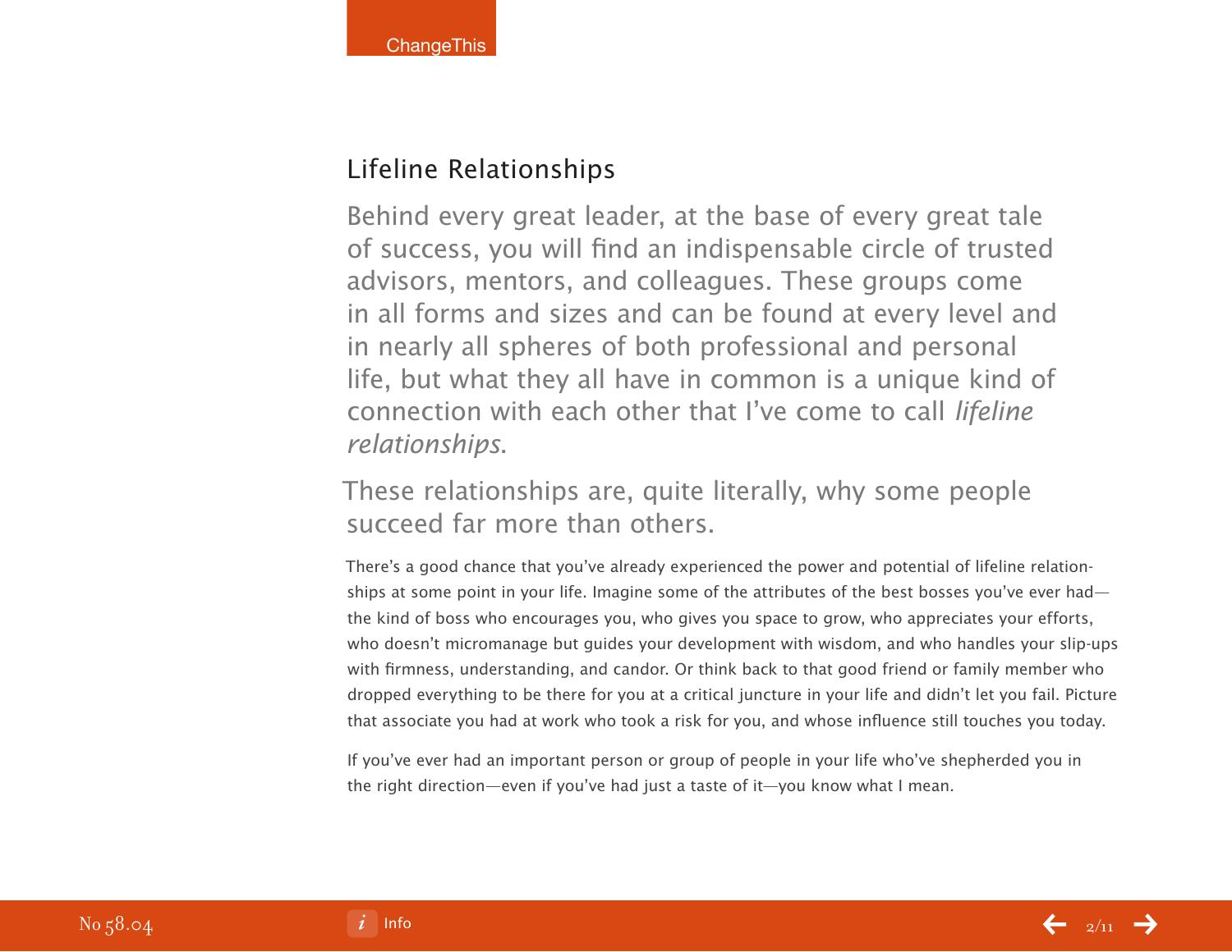## Lifeline Relationships

Behind every great leader, at the base of every great tale of success, you will find an indispensable circle of trusted advisors, mentors, and colleagues. These groups come in all forms and sizes and can be found at every level and in nearly all spheres of both professional and personal life, but what they all have in common is a unique kind of connection with each other that I've come to call *lifeline relationships*.

These relationships are, quite literally, why some people succeed far more than others.

There's a good chance that you've already experienced the power and potential of lifeline relationships at some point in your life. Imagine some of the attributes of the best bosses you've ever had—the kind of boss who encourages you, who gives you space to grow, who appreciates your efforts, who doesn't micromanage but guides your development with wisdom, and who handles your slip-ups with firmness, understanding, and candor. Or think back to that good friend or family member who dropped everything to be there for you at a critical juncture in your life and didn't let you fail. Picture that associate you had at work who took a risk for you, and whose influence still touches you today.

If you've ever had an important person or group of people in your life who've shepherded you in the right direction—even if you've had just a taste of it—you know what I mean.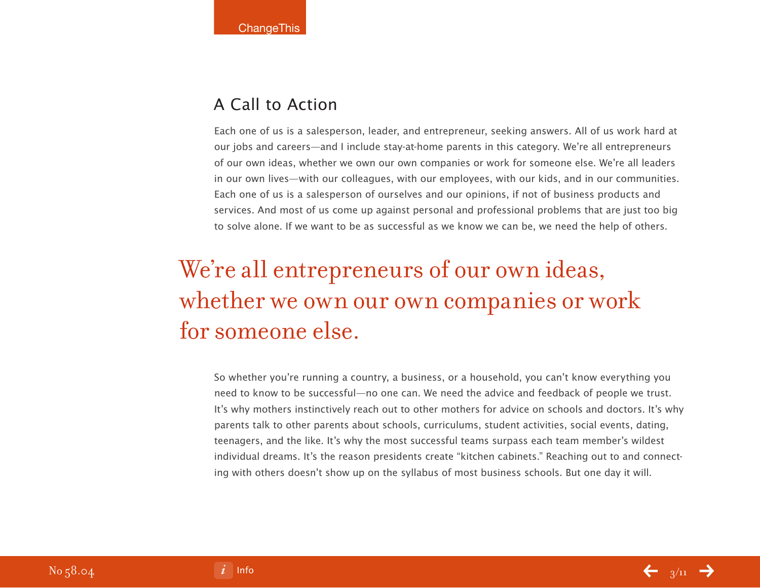## A Call to Action

Each one of us is a salesperson, leader, and entrepreneur, seeking answers. All of us work hard at our jobs and careers—and I include stay-at-home parents in this category. We're all entrepreneurs of our own ideas, whether we own our own companies or work for someone else. We're all leaders in our own lives—with our colleagues, with our employees, with our kids, and in our communities. Each one of us is a salesperson of ourselves and our opinions, if not of business products and services. And most of us come up against personal and professional problems that are just too big to solve alone. If we want to be as successful as we know we can be, we need the help of others.

> We're all entrepreneurs of our own ideas, whether we own our own companies or work for someone else.

So whether you're running a country, a business, or a household, you can't know everything you need to know to be successful—no one can. We need the advice and feedback of people we trust. It's why mothers instinctively reach out to other mothers for advice on schools and doctors. It's why parents talk to other parents about schools, curriculums, student activities, social events, dating, teenagers, and the like. It's why the most successful teams surpass each team member's wildest individual dreams. It's the reason presidents create "kitchen cabinets." Reaching out to and connecting with others doesn't show up on the syllabus of most business schools. But one day it will.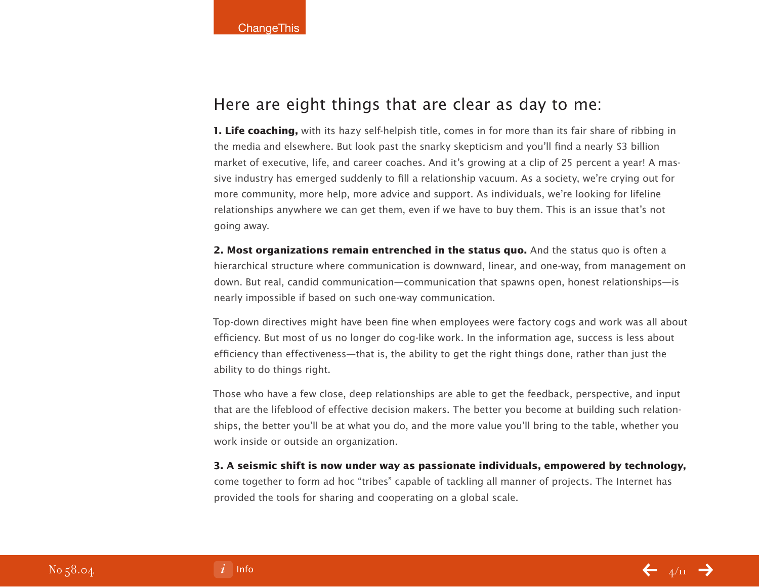## Here are eight things that are clear as day to me:

**1. Life coaching,** with its hazy self-helpish title, comes in for more than its fair share of ribbing in the media and elsewhere. But look past the snarky skepticism and you'll find a nearly $3 billion market of executive, life, and career coaches. And it's growing at a clip of 25 percent a year! A massive industry has emerged suddenly to fill a relationship vacuum. As a society, we're crying out for more community, more help, more advice and support. As individuals, we're looking for lifeline relationships anywhere we can get them, even if we have to buy them. This is an issue that's not going away.

**2. Most organizations remain entrenched in the status quo.** And the status quo is often a hierarchical structure where communication is downward, linear, and one-way, from management on down. But real, candid communication—communication that spawns open, honest relationships—is nearly impossible if based on such one-way communication.

Top-down directives might have been fine when employees were factory cogs and work was all about efficiency. But most of us no longer do cog-like work. In the information age, success is less about efficiency than effectiveness—that is, the ability to get the right things done, rather than just the ability to do things right.

Those who have a few close, deep relationships are able to get the feedback, perspective, and input that are the lifeblood of effective decision makers. The better you become at building such relationships, the better you'll be at what you do, and the more value you'll bring to the table, whether you work inside or outside an organization.

**3. A seismic shift is now under way as passionate individuals, empowered by technology,** come together to form ad hoc "tribes" capable of tackling all manner of projects. The Internet has provided the tools for sharing and cooperating on a global scale.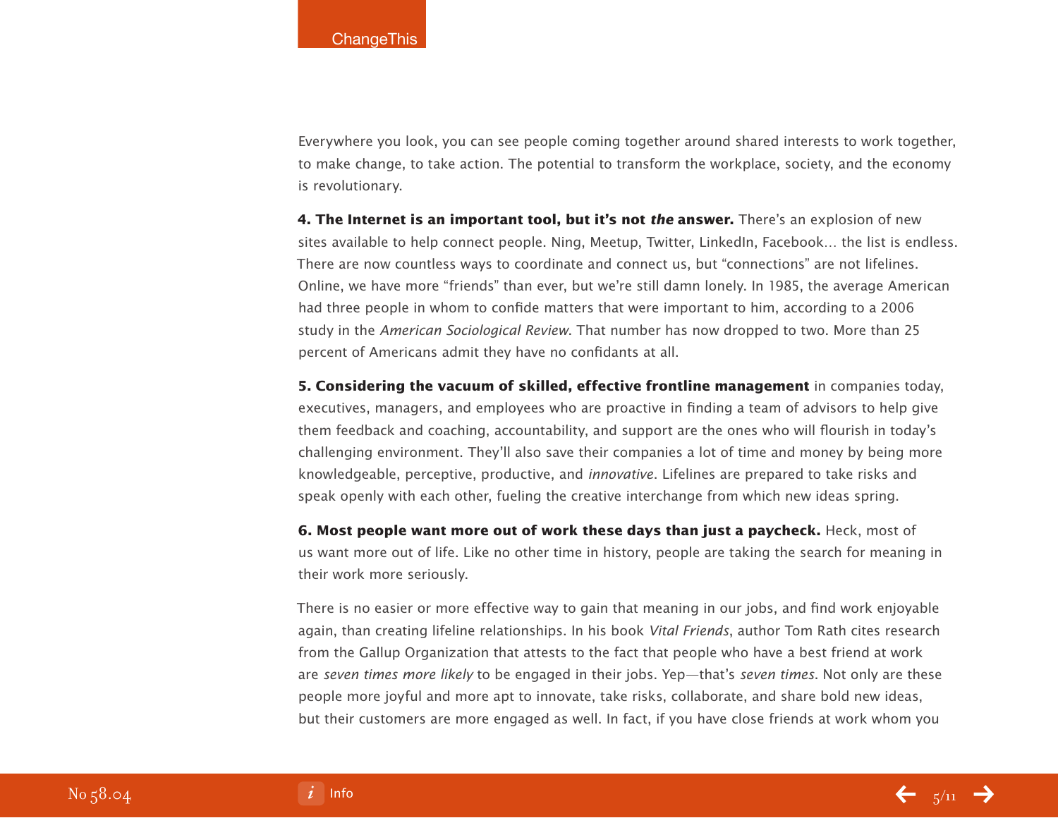Everywhere you look, you can see people coming together around shared interests to work together, to make change, to take action. The potential to transform the workplace, society, and the economy is revolutionary.

**4. The Internet is an important tool, but it's not *the* answer.** There's an explosion of new sites available to help connect people. Ning, Meetup, Twitter, LinkedIn, Facebook… the list is endless. There are now countless ways to coordinate and connect us, but "connections" are not lifelines. Online, we have more "friends" than ever, but we're still damn lonely. In 1985, the average American had three people in whom to confide matters that were important to him, according to a 2006 study in the *American Sociological Review*. That number has now dropped to two. More than 25 percent of Americans admit they have no confidants at all.

**5. Considering the vacuum of skilled, effective frontline management** in companies today, executives, managers, and employees who are proactive in finding a team of advisors to help give them feedback and coaching, accountability, and support are the ones who will flourish in today's challenging environment. They'll also save their companies a lot of time and money by being more knowledgeable, perceptive, productive, and *innovative*. Lifelines are prepared to take risks and speak openly with each other, fueling the creative interchange from which new ideas spring.

**6. Most people want more out of work these days than just a paycheck.** Heck, most of us want more out of life. Like no other time in history, people are taking the search for meaning in their work more seriously.

There is no easier or more effective way to gain that meaning in our jobs, and find work enjoyable again, than creating lifeline relationships. In his book *Vital Friends*, author Tom Rath cites research from the Gallup Organization that attests to the fact that people who have a best friend at work are *seven times more likely* to be engaged in their jobs. Yep—that's *seven times*. Not only are these people more joyful and more apt to innovate, take risks, collaborate, and share bold new ideas, but their customers are more engaged as well. In fact, if you have close friends at work whom you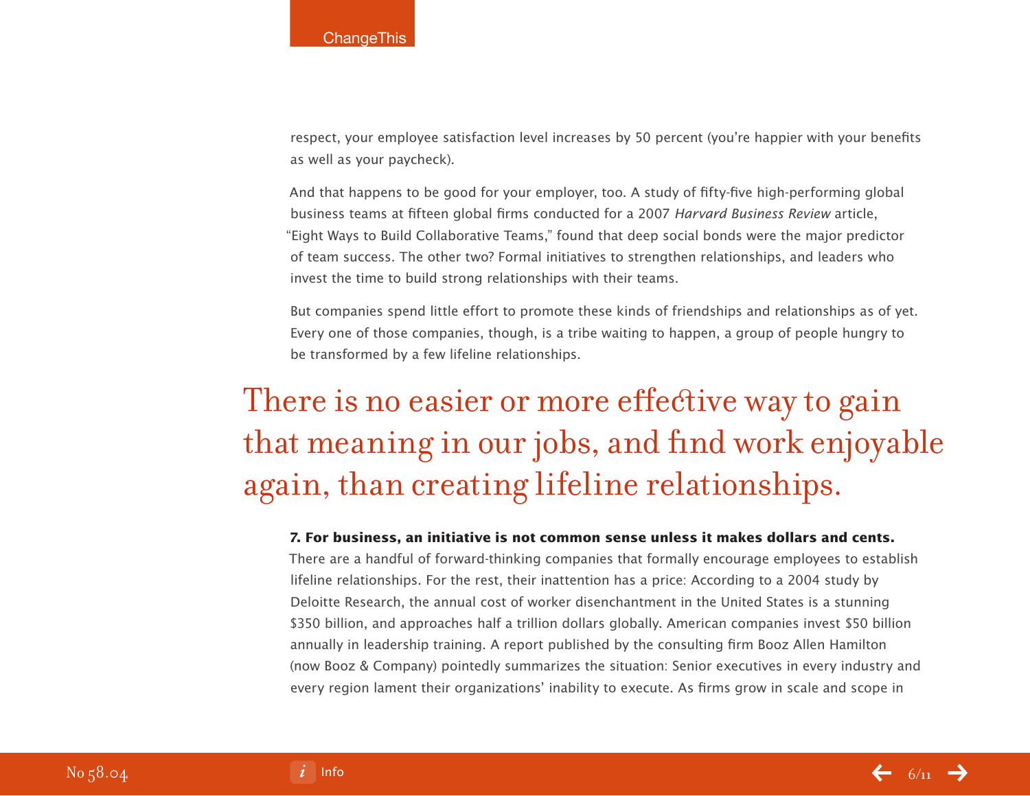respect, your employee satisfaction level increases by 50 percent (you're happier with your benefits as well as your paycheck).

And that happens to be good for your employer, too. A study of fifty-five high-performing global business teams at fifteen global firms conducted for a 2007 *Harvard Business Review* article, "Eight Ways to Build Collaborative Teams," found that deep social bonds were the major predictor of team success. The other two? Formal initiatives to strengthen relationships, and leaders who invest the time to build strong relationships with their teams.

But companies spend little effort to promote these kinds of friendships and relationships as of yet. Every one of those companies, though, is a tribe waiting to happen, a group of people hungry to be transformed by a few lifeline relationships.

> There is no easier or more effective way to gain that meaning in our jobs, and find work enjoyable again, than creating lifeline relationships.

**7. For business, an initiative is not common sense unless it makes dollars and cents.**
There are a handful of forward-thinking companies that formally encourage employees to establish lifeline relationships. For the rest, their inattention has a price: According to a 2004 study by Deloitte Research, the annual cost of worker disenchantment in the United States is a stunning $350 billion, and approaches half a trillion dollars globally. American companies invest $50 billion annually in leadership training. A report published by the consulting firm Booz Allen Hamilton (now Booz & Company) pointedly summarizes the situation: Senior executives in every industry and every region lament their organizations' inability to execute. As firms grow in scale and scope in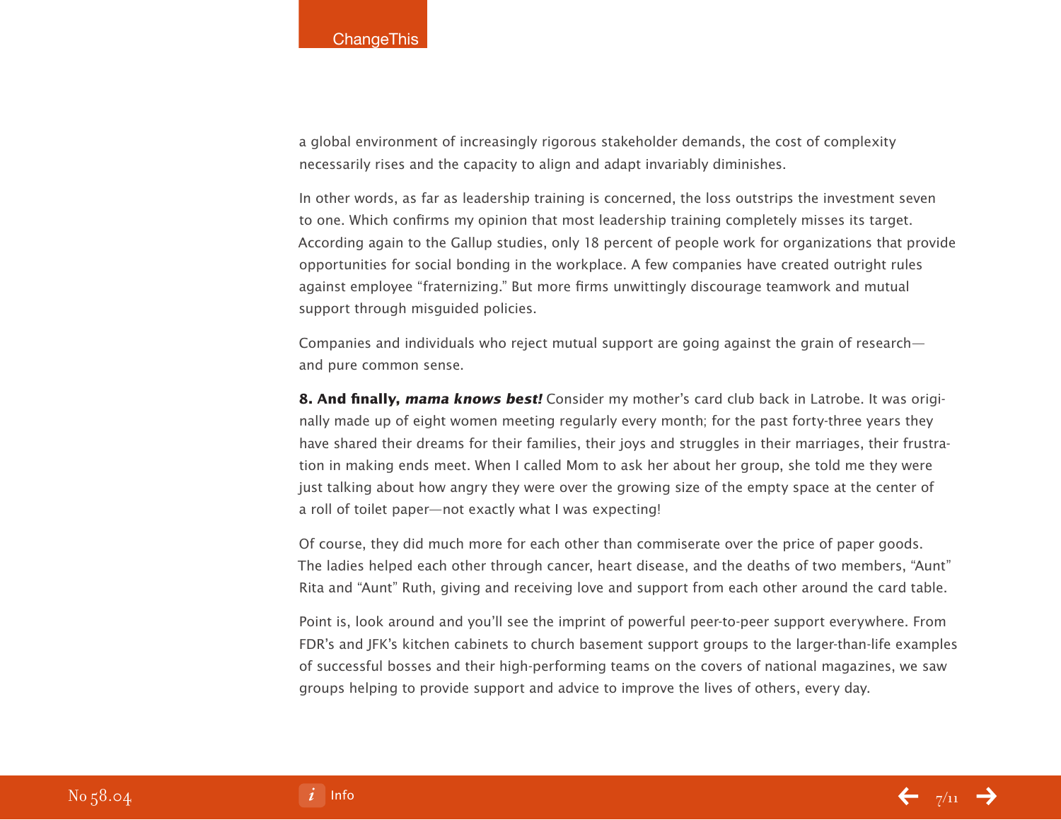a global environment of increasingly rigorous stakeholder demands, the cost of complexity necessarily rises and the capacity to align and adapt invariably diminishes.

In other words, as far as leadership training is concerned, the loss outstrips the investment seven to one. Which confirms my opinion that most leadership training completely misses its target. According again to the Gallup studies, only 18 percent of people work for organizations that provide opportunities for social bonding in the workplace. A few companies have created outright rules against employee "fraternizing." But more firms unwittingly discourage teamwork and mutual support through misguided policies.

Companies and individuals who reject mutual support are going against the grain of research—and pure common sense.

**8. And finally, *mama knows best!*** Consider my mother's card club back in Latrobe. It was originally made up of eight women meeting regularly every month; for the past forty-three years they have shared their dreams for their families, their joys and struggles in their marriages, their frustration in making ends meet. When I called Mom to ask her about her group, she told me they were just talking about how angry they were over the growing size of the empty space at the center of a roll of toilet paper—not exactly what I was expecting!

Of course, they did much more for each other than commiserate over the price of paper goods. The ladies helped each other through cancer, heart disease, and the deaths of two members, "Aunt" Rita and "Aunt" Ruth, giving and receiving love and support from each other around the card table.

Point is, look around and you'll see the imprint of powerful peer-to-peer support everywhere. From FDR's and JFK's kitchen cabinets to church basement support groups to the larger-than-life examples of successful bosses and their high-performing teams on the covers of national magazines, we saw groups helping to provide support and advice to improve the lives of others, every day.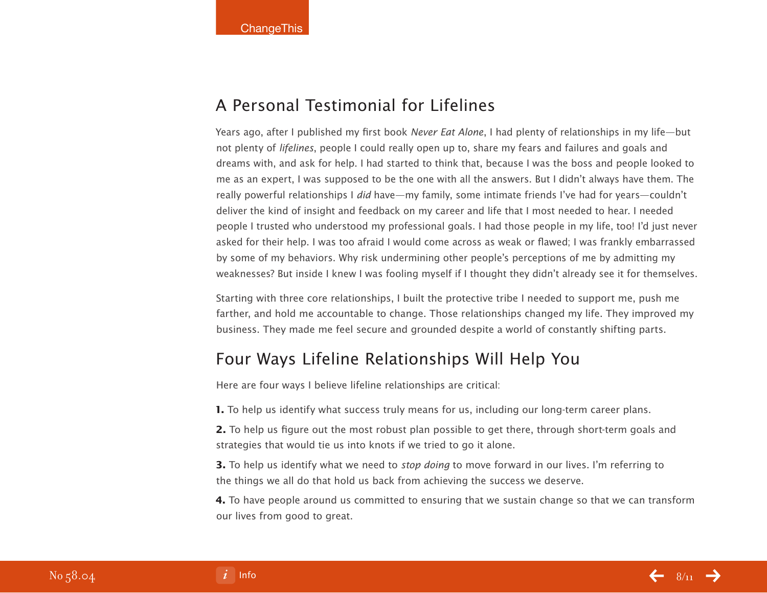## A Personal Testimonial for Lifelines

Years ago, after I published my first book *Never Eat Alone*, I had plenty of relationships in my life—but not plenty of *lifelines*, people I could really open up to, share my fears and failures and goals and dreams with, and ask for help. I had started to think that, because I was the boss and people looked to me as an expert, I was supposed to be the one with all the answers. But I didn't always have them. The really powerful relationships I *did* have—my family, some intimate friends I've had for years—couldn't deliver the kind of insight and feedback on my career and life that I most needed to hear. I needed people I trusted who understood my professional goals. I had those people in my life, too! I'd just never asked for their help. I was too afraid I would come across as weak or flawed; I was frankly embarrassed by some of my behaviors. Why risk undermining other people's perceptions of me by admitting my weaknesses? But inside I knew I was fooling myself if I thought they didn't already see it for themselves.

Starting with three core relationships, I built the protective tribe I needed to support me, push me farther, and hold me accountable to change. Those relationships changed my life. They improved my business. They made me feel secure and grounded despite a world of constantly shifting parts.

## Four Ways Lifeline Relationships Will Help You

Here are four ways I believe lifeline relationships are critical:

**1.** To help us identify what success truly means for us, including our long-term career plans.

**2.** To help us figure out the most robust plan possible to get there, through short-term goals and strategies that would tie us into knots if we tried to go it alone.

**3.** To help us identify what we need to *stop doing* to move forward in our lives. I'm referring to the things we all do that hold us back from achieving the success we deserve.

**4.** To have people around us committed to ensuring that we sustain change so that we can transform our lives from good to great.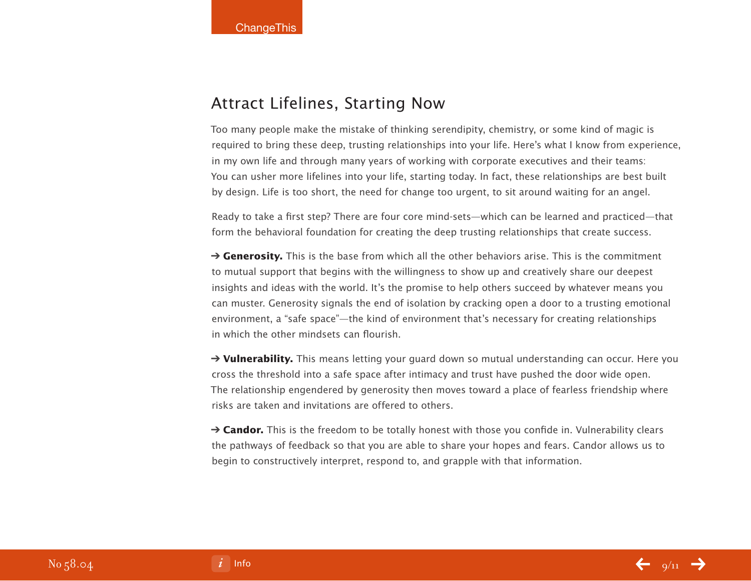## Attract Lifelines, Starting Now

Too many people make the mistake of thinking serendipity, chemistry, or some kind of magic is required to bring these deep, trusting relationships into your life. Here's what I know from experience, in my own life and through many years of working with corporate executives and their teams: You can usher more lifelines into your life, starting today. In fact, these relationships are best built by design. Life is too short, the need for change too urgent, to sit around waiting for an angel.

Ready to take a first step? There are four core mind-sets—which can be learned and practiced—that form the behavioral foundation for creating the deep trusting relationships that create success.

➔ **Generosity.** This is the base from which all the other behaviors arise. This is the commitment to mutual support that begins with the willingness to show up and creatively share our deepest insights and ideas with the world. It's the promise to help others succeed by whatever means you can muster. Generosity signals the end of isolation by cracking open a door to a trusting emotional environment, a "safe space"—the kind of environment that's necessary for creating relationships in which the other mindsets can flourish.

➔ **Vulnerability.** This means letting your guard down so mutual understanding can occur. Here you cross the threshold into a safe space after intimacy and trust have pushed the door wide open. The relationship engendered by generosity then moves toward a place of fearless friendship where risks are taken and invitations are offered to others.

➔ **Candor.** This is the freedom to be totally honest with those you confide in. Vulnerability clears the pathways of feedback so that you are able to share your hopes and fears. Candor allows us to begin to constructively interpret, respond to, and grapple with that information.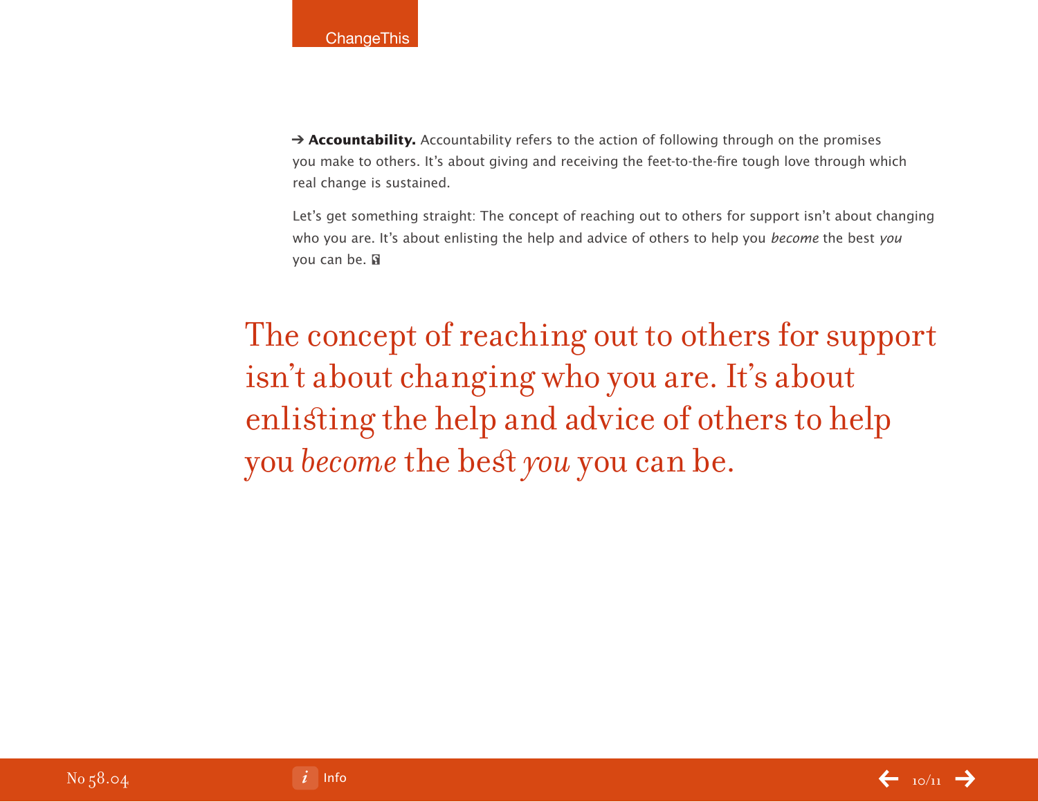➔ **Accountability.** Accountability refers to the action of following through on the promises you make to others. It's about giving and receiving the feet-to-the-fire tough love through which real change is sustained.

Let's get something straight: The concept of reaching out to others for support isn't about changing who you are. It's about enlisting the help and advice of others to help you *become* the best *you* you can be.

> The concept of reaching out to others for support isn't about changing who you are. It's about enlisting the help and advice of others to help you *become* the best *you* you can be.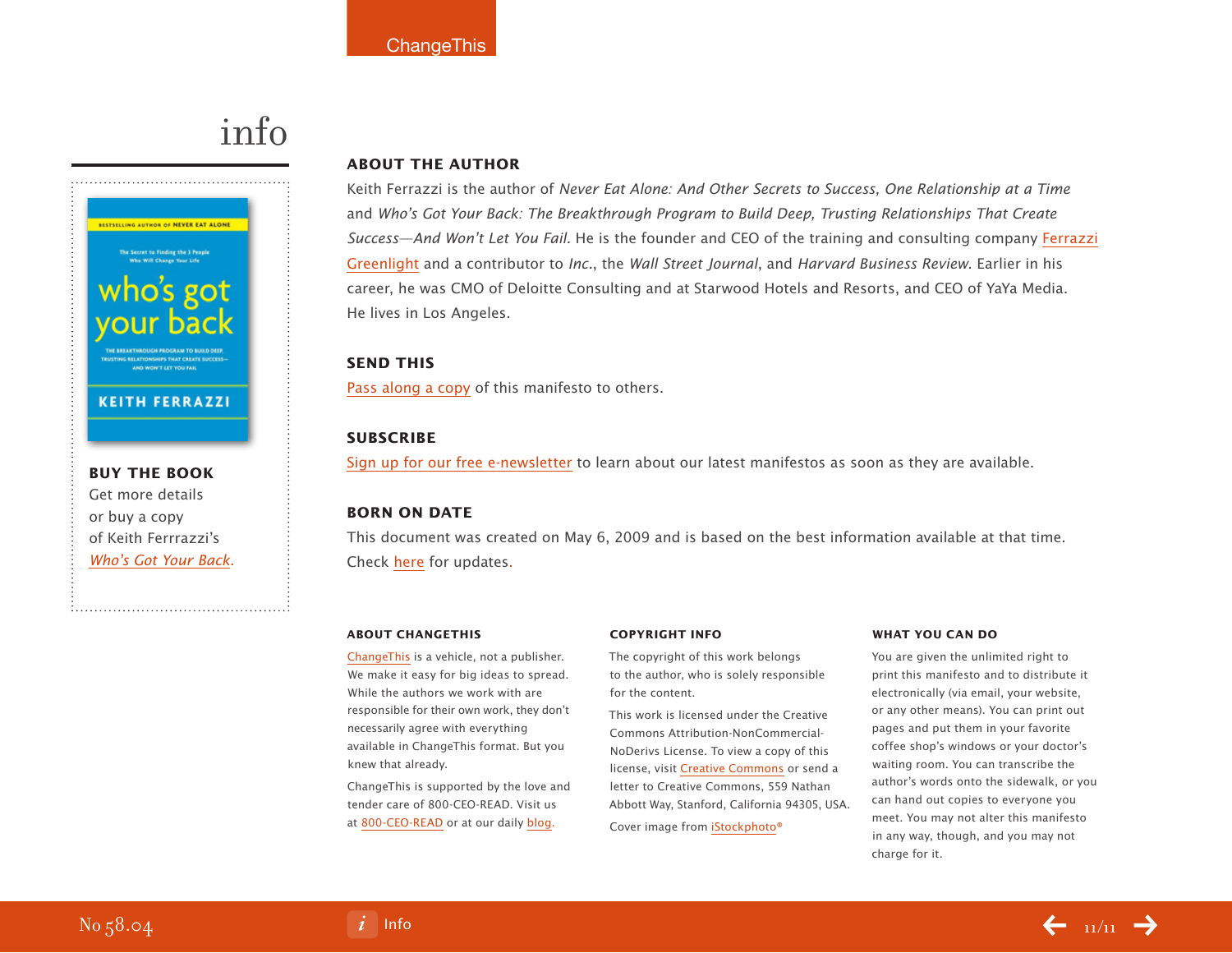# info

**BUY THE BOOK**
Get more details or buy a copy of Keith Ferrrazzi's *Who's Got Your Back*.

### ABOUT THE AUTHOR

Keith Ferrazzi is the author of *Never Eat Alone: And Other Secrets to Success, One Relationship at a Time* and *Who's Got Your Back: The Breakthrough Program to Build Deep, Trusting Relationships That Create Success—And Won't Let You Fail*. He is the founder and CEO of the training and consulting company Ferrazzi Greenlight and a contributor to *Inc.*, the *Wall Street Journal*, and *Harvard Business Review*. Earlier in his career, he was CMO of Deloitte Consulting and at Starwood Hotels and Resorts, and CEO of YaYa Media. He lives in Los Angeles.

### SEND THIS

Pass along a copy of this manifesto to others.

### SUBSCRIBE

Sign up for our free e-newsletter to learn about our latest manifestos as soon as they are available.

### BORN ON DATE

This document was created on May 6, 2009 and is based on the best information available at that time. Check here for updates.

#### ABOUT CHANGETHIS

ChangeThis is a vehicle, not a publisher. We make it easy for big ideas to spread. While the authors we work with are responsible for their own work, they don't necessarily agree with everything available in ChangeThis format. But you knew that already.

ChangeThis is supported by the love and tender care of 800-CEO-READ. Visit us at 800-CEO-READ or at our daily blog.

#### COPYRIGHT INFO

The copyright of this work belongs to the author, who is solely responsible for the content.

This work is licensed under the Creative Commons Attribution-NonCommercial-NoDerivs License. To view a copy of this license, visit Creative Commons or send a letter to Creative Commons, 559 Nathan Abbott Way, Stanford, California 94305, USA.

Cover image from iStockphoto®

#### WHAT YOU CAN DO

You are given the unlimited right to print this manifesto and to distribute it electronically (via email, your website, or any other means). You can print out pages and put them in your favorite coffee shop's windows or your doctor's waiting room. You can transcribe the author's words onto the sidewalk, or you can hand out copies to everyone you meet. You may not alter this manifesto in any way, though, and you may not charge for it.